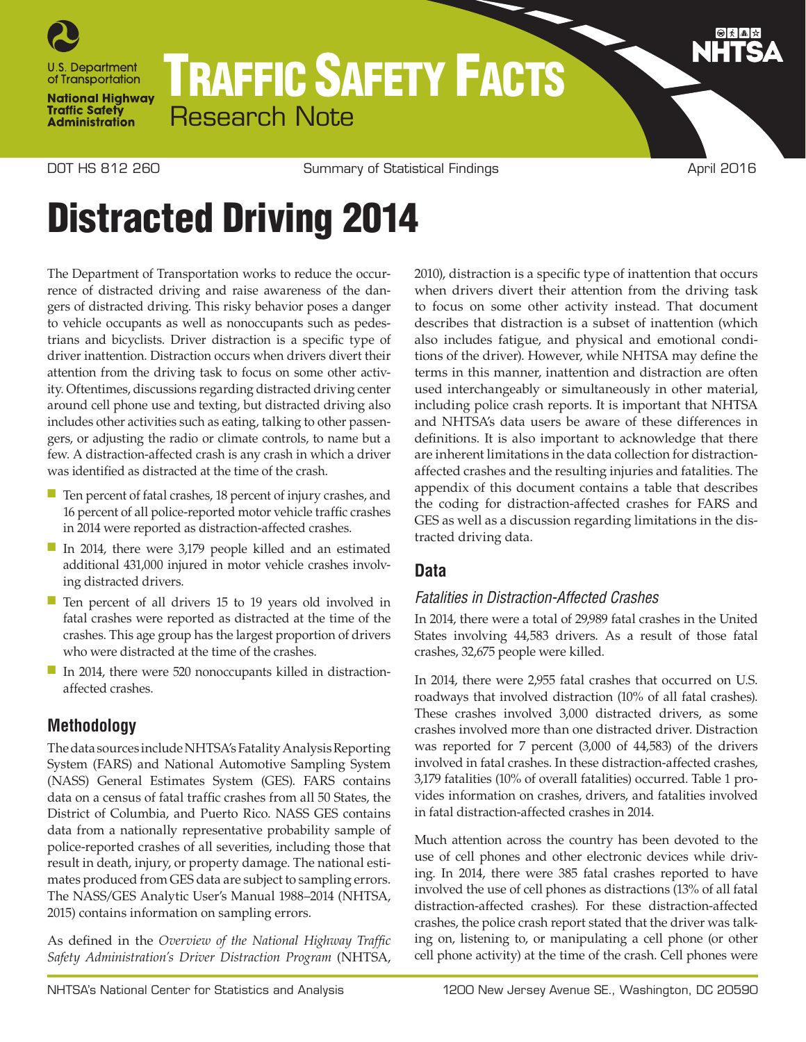# Traffic Safety Facts

Research Note

DOT HS 812 260 | Summary of Statistical Findings | April 2016

# Distracted Driving 2014

The Department of Transportation works to reduce the occurrence of distracted driving and raise awareness of the dangers of distracted driving. This risky behavior poses a danger to vehicle occupants as well as nonoccupants such as pedestrians and bicyclists. Driver distraction is a specific type of driver inattention. Distraction occurs when drivers divert their attention from the driving task to focus on some other activity. Oftentimes, discussions regarding distracted driving center around cell phone use and texting, but distracted driving also includes other activities such as eating, talking to other passengers, or adjusting the radio or climate controls, to name but a few. A distraction-affected crash is any crash in which a driver was identified as distracted at the time of the crash.

- Ten percent of fatal crashes, 18 percent of injury crashes, and 16 percent of all police-reported motor vehicle traffic crashes in 2014 were reported as distraction-affected crashes.
- In 2014, there were 3,179 people killed and an estimated additional 431,000 injured in motor vehicle crashes involving distracted drivers.
- Ten percent of all drivers 15 to 19 years old involved in fatal crashes were reported as distracted at the time of the crashes. This age group has the largest proportion of drivers who were distracted at the time of the crashes.
- In 2014, there were 520 nonoccupants killed in distraction-affected crashes.

## Methodology

The data sources include NHTSA's Fatality Analysis Reporting System (FARS) and National Automotive Sampling System (NASS) General Estimates System (GES). FARS contains data on a census of fatal traffic crashes from all 50 States, the District of Columbia, and Puerto Rico. NASS GES contains data from a nationally representative probability sample of police-reported crashes of all severities, including those that result in death, injury, or property damage. The national estimates produced from GES data are subject to sampling errors. The NASS/GES Analytic User's Manual 1988–2014 (NHTSA, 2015) contains information on sampling errors.

As defined in the *Overview of the National Highway Traffic Safety Administration's Driver Distraction Program* (NHTSA, 2010), distraction is a specific type of inattention that occurs when drivers divert their attention from the driving task to focus on some other activity instead. That document describes that distraction is a subset of inattention (which also includes fatigue, and physical and emotional conditions of the driver). However, while NHTSA may define the terms in this manner, inattention and distraction are often used interchangeably or simultaneously in other material, including police crash reports. It is important that NHTSA and NHTSA's data users be aware of these differences in definitions. It is also important to acknowledge that there are inherent limitations in the data collection for distraction-affected crashes and the resulting injuries and fatalities. The appendix of this document contains a table that describes the coding for distraction-affected crashes for FARS and GES as well as a discussion regarding limitations in the distracted driving data.

## Data

### *Fatalities in Distraction-Affected Crashes*

In 2014, there were a total of 29,989 fatal crashes in the United States involving 44,583 drivers. As a result of those fatal crashes, 32,675 people were killed.

In 2014, there were 2,955 fatal crashes that occurred on U.S. roadways that involved distraction (10% of all fatal crashes). These crashes involved 3,000 distracted drivers, as some crashes involved more than one distracted driver. Distraction was reported for 7 percent (3,000 of 44,583) of the drivers involved in fatal crashes. In these distraction-affected crashes, 3,179 fatalities (10% of overall fatalities) occurred. Table 1 provides information on crashes, drivers, and fatalities involved in fatal distraction-affected crashes in 2014.

Much attention across the country has been devoted to the use of cell phones and other electronic devices while driving. In 2014, there were 385 fatal crashes reported to have involved the use of cell phones as distractions (13% of all fatal distraction-affected crashes). For these distraction-affected crashes, the police crash report stated that the driver was talking on, listening to, or manipulating a cell phone (or other cell phone activity) at the time of the crash. Cell phones were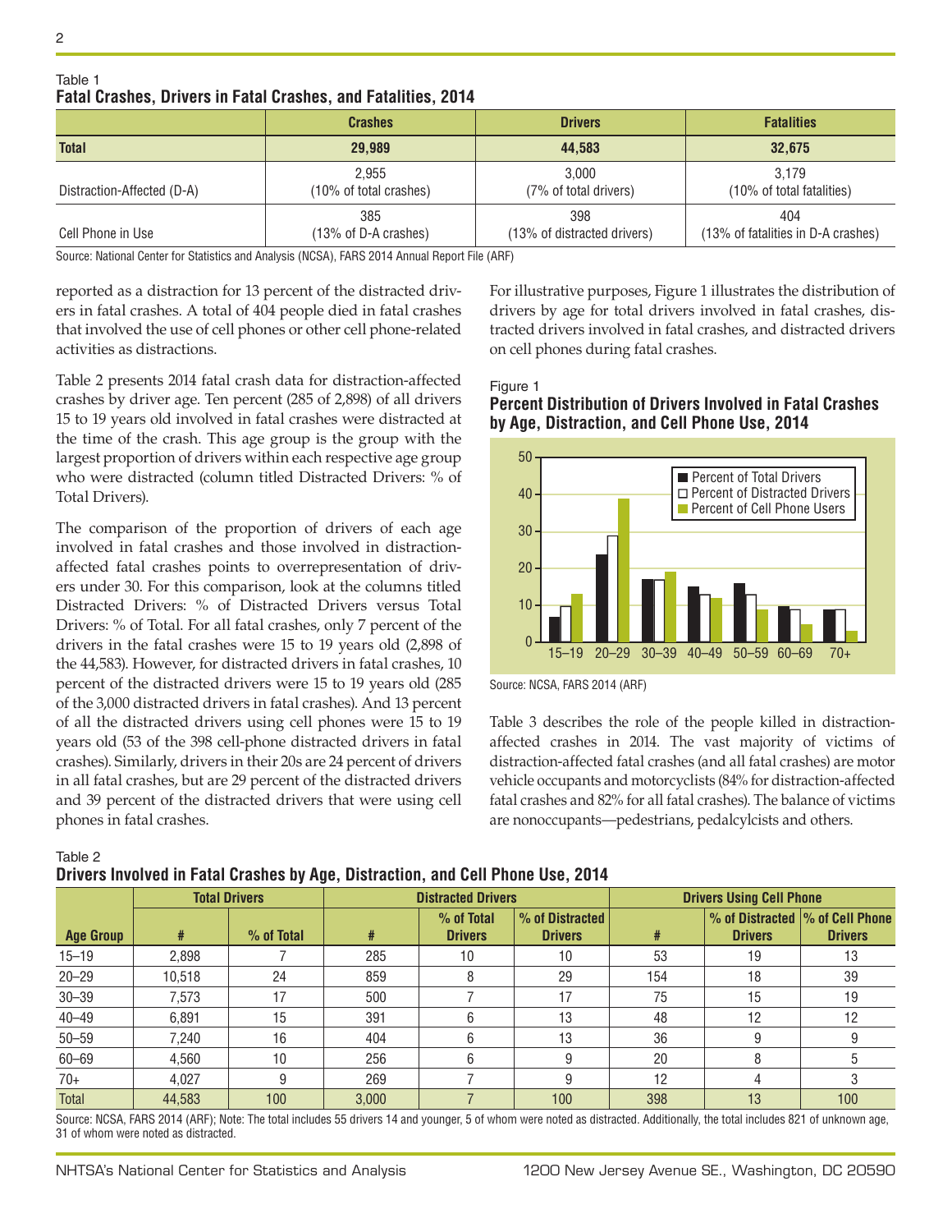Table 1
**Fatal Crashes, Drivers in Fatal Crashes, and Fatalities, 2014**

| | Crashes | Drivers | Fatalities |
|---|---|---|---|
| **Total** | **29,989** | **44,583** | **32,675** |
| Distraction-Affected (D-A) | 2,955 (10% of total crashes) | 3,000 (7% of total drivers) | 3,179 (10% of total fatalities) |
| Cell Phone in Use | 385 (13% of D-A crashes) | 398 (13% of distracted drivers) | 404 (13% of fatalities in D-A crashes) |

Source: National Center for Statistics and Analysis (NCSA), FARS 2014 Annual Report File (ARF)

reported as a distraction for 13 percent of the distracted drivers in fatal crashes. A total of 404 people died in fatal crashes that involved the use of cell phones or other cell phone-related activities as distractions.

Table 2 presents 2014 fatal crash data for distraction-affected crashes by driver age. Ten percent (285 of 2,898) of all drivers 15 to 19 years old involved in fatal crashes were distracted at the time of the crash. This age group is the group with the largest proportion of drivers within each respective age group who were distracted (column titled Distracted Drivers: % of Total Drivers).

The comparison of the proportion of drivers of each age involved in fatal crashes and those involved in distraction-affected fatal crashes points to overrepresentation of drivers under 30. For this comparison, look at the columns titled Distracted Drivers: % of Distracted Drivers versus Total Drivers: % of Total. For all fatal crashes, only 7 percent of the drivers in the fatal crashes were 15 to 19 years old (2,898 of the 44,583). However, for distracted drivers in fatal crashes, 10 percent of the distracted drivers were 15 to 19 years old (285 of the 3,000 distracted drivers in fatal crashes). And 13 percent of all the distracted drivers using cell phones were 15 to 19 years old (53 of the 398 cell-phone distracted drivers in fatal crashes). Similarly, drivers in their 20s are 24 percent of drivers in all fatal crashes, but are 29 percent of the distracted drivers and 39 percent of the distracted drivers that were using cell phones in fatal crashes.

For illustrative purposes, Figure 1 illustrates the distribution of drivers by age for total drivers involved in fatal crashes, distracted drivers involved in fatal crashes, and distracted drivers on cell phones during fatal crashes.

Figure 1
**Percent Distribution of Drivers Involved in Fatal Crashes by Age, Distraction, and Cell Phone Use, 2014**

Source: NCSA, FARS 2014 (ARF)

Table 3 describes the role of the people killed in distraction-affected crashes in 2014. The vast majority of victims of distraction-affected fatal crashes (and all fatal crashes) are motor vehicle occupants and motorcyclists (84% for distraction-affected fatal crashes and 82% for all fatal crashes). The balance of victims are nonoccupants—pedestrians, pedalcylcists and others.

Table 2
**Drivers Involved in Fatal Crashes by Age, Distraction, and Cell Phone Use, 2014**

| | Total Drivers | | Distracted Drivers | | | Drivers Using Cell Phone | | |
|---|---|---|---|---|---|---|---|---|
| Age Group | # | % of Total | # | % of Total Drivers | % of Distracted Drivers | # | % of Distracted Drivers | % of Cell Phone Drivers |
| 15–19 | 2,898 | 7 | 285 | 10 | 10 | 53 | 19 | 13 |
| 20–29 | 10,518 | 24 | 859 | 8 | 29 | 154 | 18 | 39 |
| 30–39 | 7,573 | 17 | 500 | 7 | 17 | 75 | 15 | 19 |
| 40–49 | 6,891 | 15 | 391 | 6 | 13 | 48 | 12 | 12 |
| 50–59 | 7,240 | 16 | 404 | 6 | 13 | 36 | 9 | 9 |
| 60–69 | 4,560 | 10 | 256 | 6 | 9 | 20 | 8 | 5 |
| 70+ | 4,027 | 9 | 269 | 7 | 9 | 12 | 4 | 3 |
| Total | 44,583 | 100 | 3,000 | 7 | 100 | 398 | 13 | 100 |

Source: NCSA, FARS 2014 (ARF); Note: The total includes 55 drivers 14 and younger, 5 of whom were noted as distracted. Additionally, the total includes 821 of unknown age, 31 of whom were noted as distracted.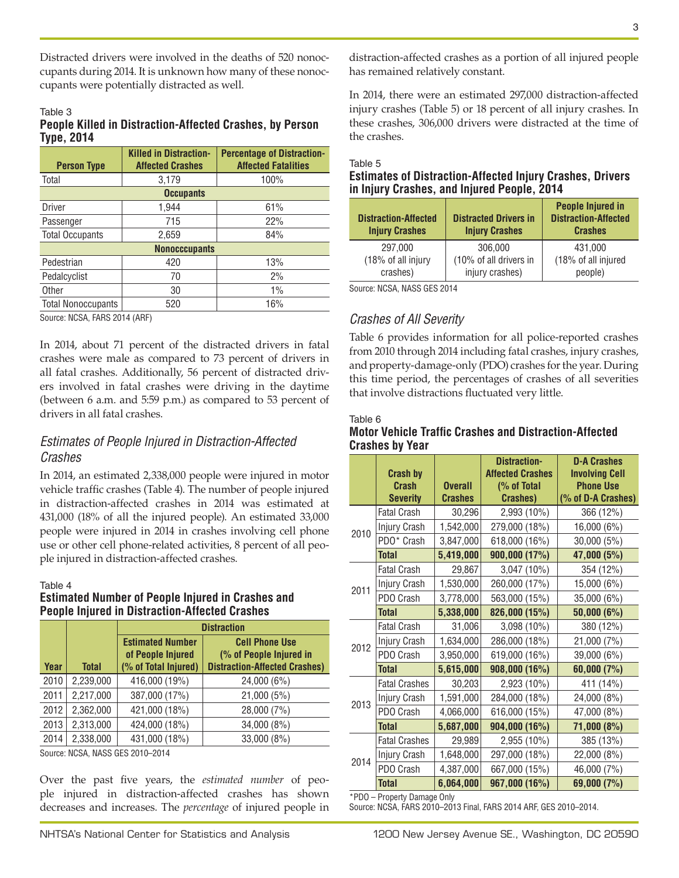Distracted drivers were involved in the deaths of 520 nonoccupants during 2014. It is unknown how many of these nonoccupants were potentially distracted as well.

Table 3
**People Killed in Distraction-Affected Crashes, by Person Type, 2014**

| Person Type | Killed in Distraction-Affected Crashes | Percentage of Distraction-Affected Fatalities |
|---|---|---|
| Total | 3,179 | 100% |
| **Occupants** | | |
| Driver | 1,944 | 61% |
| Passenger | 715 | 22% |
| Total Occupants | 2,659 | 84% |
| **Nonocccupants** | | |
| Pedestrian | 420 | 13% |
| Pedalcyclist | 70 | 2% |
| Other | 30 | 1% |
| Total Nonoccupants | 520 | 16% |

Source: NCSA, FARS 2014 (ARF)

In 2014, about 71 percent of the distracted drivers in fatal crashes were male as compared to 73 percent of drivers in all fatal crashes. Additionally, 56 percent of distracted drivers involved in fatal crashes were driving in the daytime (between 6 a.m. and 5:59 p.m.) as compared to 53 percent of drivers in all fatal crashes.

## *Estimates of People Injured in Distraction-Affected Crashes*

In 2014, an estimated 2,338,000 people were injured in motor vehicle traffic crashes (Table 4). The number of people injured in distraction-affected crashes in 2014 was estimated at 431,000 (18% of all the injured people). An estimated 33,000 people were injured in 2014 in crashes involving cell phone use or other cell phone-related activities, 8 percent of all people injured in distraction-affected crashes.

Table 4
**Estimated Number of People Injured in Crashes and People Injured in Distraction-Affected Crashes**

| | | Distraction | |
|---|---|---|---|
| Year | Total | Estimated Number of People Injured (% of Total Injured) | Cell Phone Use (% of People Injured in Distraction-Affected Crashes) |
| 2010 | 2,239,000 | 416,000 (19%) | 24,000 (6%) |
| 2011 | 2,217,000 | 387,000 (17%) | 21,000 (5%) |
| 2012 | 2,362,000 | 421,000 (18%) | 28,000 (7%) |
| 2013 | 2,313,000 | 424,000 (18%) | 34,000 (8%) |
| 2014 | 2,338,000 | 431,000 (18%) | 33,000 (8%) |

Source: NCSA, NASS GES 2010–2014

Over the past five years, the *estimated number* of people injured in distraction-affected crashes has shown decreases and increases. The *percentage* of injured people in distraction-affected crashes as a portion of all injured people has remained relatively constant.

In 2014, there were an estimated 297,000 distraction-affected injury crashes (Table 5) or 18 percent of all injury crashes. In these crashes, 306,000 drivers were distracted at the time of the crashes.

Table 5
**Estimates of Distraction-Affected Injury Crashes, Drivers in Injury Crashes, and Injured People, 2014**

| Distraction-Affected Injury Crashes | Distracted Drivers in Injury Crashes | People Injured in Distraction-Affected Crashes |
|---|---|---|
| 297,000 (18% of all injury crashes) | 306,000 (10% of all drivers in injury crashes) | 431,000 (18% of all injured people) |

Source: NCSA, NASS GES 2014

## *Crashes of All Severity*

Table 6 provides information for all police-reported crashes from 2010 through 2014 including fatal crashes, injury crashes, and property-damage-only (PDO) crashes for the year. During this time period, the percentages of crashes of all severities that involve distractions fluctuated very little.

Table 6
**Motor Vehicle Traffic Crashes and Distraction-Affected Crashes by Year**

| | Crash by Crash Severity | Overall Crashes | Distraction-Affected Crashes (% of Total Crashes) | D-A Crashes Involving Cell Phone Use (% of D-A Crashes) |
|---|---|---|---|---|
| 2010 | Fatal Crash | 30,296 | 2,993 (10%) | 366 (12%) |
| | Injury Crash | 1,542,000 | 279,000 (18%) | 16,000 (6%) |
| | PDO* Crash | 3,847,000 | 618,000 (16%) | 30,000 (5%) |
| | **Total** | **5,419,000** | **900,000 (17%)** | **47,000 (5%)** |
| 2011 | Fatal Crash | 29,867 | 3,047 (10%) | 354 (12%) |
| | Injury Crash | 1,530,000 | 260,000 (17%) | 15,000 (6%) |
| | PDO Crash | 3,778,000 | 563,000 (15%) | 35,000 (6%) |
| | **Total** | **5,338,000** | **826,000 (15%)** | **50,000 (6%)** |
| 2012 | Fatal Crash | 31,006 | 3,098 (10%) | 380 (12%) |
| | Injury Crash | 1,634,000 | 286,000 (18%) | 21,000 (7%) |
| | PDO Crash | 3,950,000 | 619,000 (16%) | 39,000 (6%) |
| | **Total** | **5,615,000** | **908,000 (16%)** | **60,000 (7%)** |
| 2013 | Fatal Crashes | 30,203 | 2,923 (10%) | 411 (14%) |
| | Injury Crash | 1,591,000 | 284,000 (18%) | 24,000 (8%) |
| | PDO Crash | 4,066,000 | 616,000 (15%) | 47,000 (8%) |
| | **Total** | **5,687,000** | **904,000 (16%)** | **71,000 (8%)** |
| 2014 | Fatal Crashes | 29,989 | 2,955 (10%) | 385 (13%) |
| | Injury Crash | 1,648,000 | 297,000 (18%) | 22,000 (8%) |
| | PDO Crash | 4,387,000 | 667,000 (15%) | 46,000 (7%) |
| | **Total** | **6,064,000** | **967,000 (16%)** | **69,000 (7%)** |

*PDO – Property Damage Only
Source: NCSA, FARS 2010–2013 Final, FARS 2014 ARF, GES 2010–2014.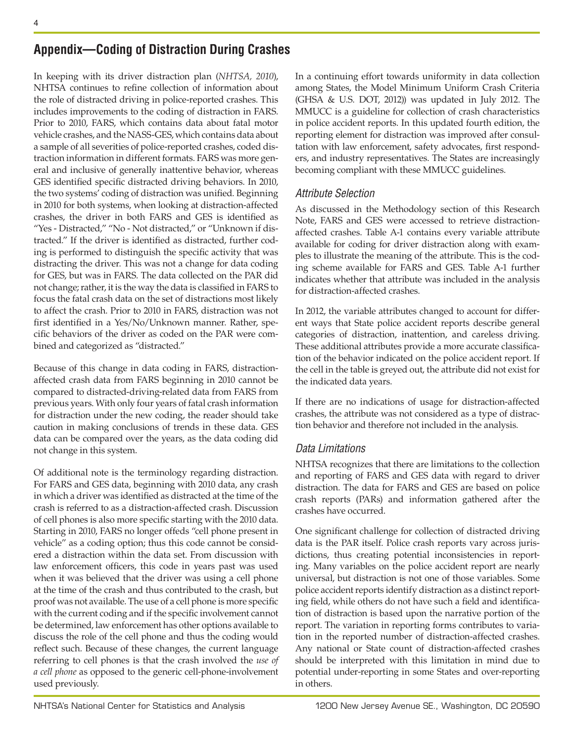## Appendix—Coding of Distraction During Crashes

In keeping with its driver distraction plan (*NHTSA, 2010*), NHTSA continues to refine collection of information about the role of distracted driving in police-reported crashes. This includes improvements to the coding of distraction in FARS. Prior to 2010, FARS, which contains data about fatal motor vehicle crashes, and the NASS-GES, which contains data about a sample of all severities of police-reported crashes, coded distraction information in different formats. FARS was more general and inclusive of generally inattentive behavior, whereas GES identified specific distracted driving behaviors. In 2010, the two systems' coding of distraction was unified. Beginning in 2010 for both systems, when looking at distraction-affected crashes, the driver in both FARS and GES is identified as "Yes - Distracted," "No - Not distracted," or "Unknown if distracted." If the driver is identified as distracted, further coding is performed to distinguish the specific activity that was distracting the driver. This was not a change for data coding for GES, but was in FARS. The data collected on the PAR did not change; rather, it is the way the data is classified in FARS to focus the fatal crash data on the set of distractions most likely to affect the crash. Prior to 2010 in FARS, distraction was not first identified in a Yes/No/Unknown manner. Rather, specific behaviors of the driver as coded on the PAR were combined and categorized as "distracted."

Because of this change in data coding in FARS, distraction-affected crash data from FARS beginning in 2010 cannot be compared to distracted-driving-related data from FARS from previous years. With only four years of fatal crash information for distraction under the new coding, the reader should take caution in making conclusions of trends in these data. GES data can be compared over the years, as the data coding did not change in this system.

Of additional note is the terminology regarding distraction. For FARS and GES data, beginning with 2010 data, any crash in which a driver was identified as distracted at the time of the crash is referred to as a distraction-affected crash. Discussion of cell phones is also more specific starting with the 2010 data. Starting in 2010, FARS no longer offeds "cell phone present in vehicle" as a coding option; thus this code cannot be considered a distraction within the data set. From discussion with law enforcement officers, this code in years past was used when it was believed that the driver was using a cell phone at the time of the crash and thus contributed to the crash, but proof was not available. The use of a cell phone is more specific with the current coding and if the specific involvement cannot be determined, law enforcement has other options available to discuss the role of the cell phone and thus the coding would reflect such. Because of these changes, the current language referring to cell phones is that the crash involved the *use of a cell phone* as opposed to the generic cell-phone-involvement used previously.

In a continuing effort towards uniformity in data collection among States, the Model Minimum Uniform Crash Criteria (GHSA & U.S. DOT, 2012)) was updated in July 2012. The MMUCC is a guideline for collection of crash characteristics in police accident reports. In this updated fourth edition, the reporting element for distraction was improved after consultation with law enforcement, safety advocates, first responders, and industry representatives. The States are increasingly becoming compliant with these MMUCC guidelines.

### *Attribute Selection*

As discussed in the Methodology section of this Research Note, FARS and GES were accessed to retrieve distraction-affected crashes. Table A-1 contains every variable attribute available for coding for driver distraction along with examples to illustrate the meaning of the attribute. This is the coding scheme available for FARS and GES. Table A-1 further indicates whether that attribute was included in the analysis for distraction-affected crashes.

In 2012, the variable attributes changed to account for different ways that State police accident reports describe general categories of distraction, inattention, and careless driving. These additional attributes provide a more accurate classification of the behavior indicated on the police accident report. If the cell in the table is greyed out, the attribute did not exist for the indicated data years.

If there are no indications of usage for distraction-affected crashes, the attribute was not considered as a type of distraction behavior and therefore not included in the analysis.

### *Data Limitations*

NHTSA recognizes that there are limitations to the collection and reporting of FARS and GES data with regard to driver distraction. The data for FARS and GES are based on police crash reports (PARs) and information gathered after the crashes have occurred.

One significant challenge for collection of distracted driving data is the PAR itself. Police crash reports vary across jurisdictions, thus creating potential inconsistencies in reporting. Many variables on the police accident report are nearly universal, but distraction is not one of those variables. Some police accident reports identify distraction as a distinct reporting field, while others do not have such a field and identification of distraction is based upon the narrative portion of the report. The variation in reporting forms contributes to variation in the reported number of distraction-affected crashes. Any national or State count of distraction-affected crashes should be interpreted with this limitation in mind due to potential under-reporting in some States and over-reporting in others.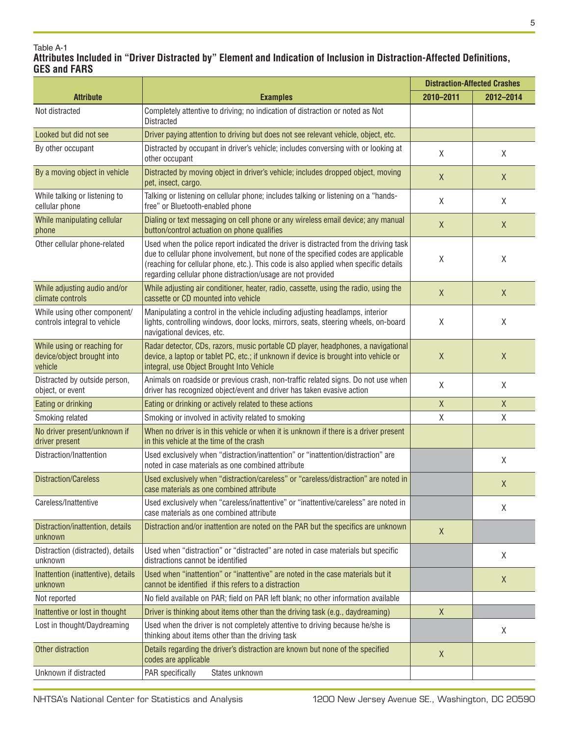Table A-1

**Attributes Included in "Driver Distracted by" Element and Indication of Inclusion in Distraction-Affected Definitions, GES and FARS**

| Attribute | Examples | Distraction-Affected Crashes | |
|---|---|---|---|
| | | 2010–2011 | 2012–2014 |
| Not distracted | Completely attentive to driving; no indication of distraction or noted as Not Distracted | | |
| Looked but did not see | Driver paying attention to driving but does not see relevant vehicle, object, etc. | | |
| By other occupant | Distracted by occupant in driver's vehicle; includes conversing with or looking at other occupant | X | X |
| By a moving object in vehicle | Distracted by moving object in driver's vehicle; includes dropped object, moving pet, insect, cargo. | X | X |
| While talking or listening to cellular phone | Talking or listening on cellular phone; includes talking or listening on a "hands-free" or Bluetooth-enabled phone | X | X |
| While manipulating cellular phone | Dialing or text messaging on cell phone or any wireless email device; any manual button/control actuation on phone qualifies | X | X |
| Other cellular phone-related | Used when the police report indicated the driver is distracted from the driving task due to cellular phone involvement, but none of the specified codes are applicable (reaching for cellular phone, etc.). This code is also applied when specific details regarding cellular phone distraction/usage are not provided | X | X |
| While adjusting audio and/or climate controls | While adjusting air conditioner, heater, radio, cassette, using the radio, using the cassette or CD mounted into vehicle | X | X |
| While using other component/ controls integral to vehicle | Manipulating a control in the vehicle including adjusting headlamps, interior lights, controlling windows, door locks, mirrors, seats, steering wheels, on-board navigational devices, etc. | X | X |
| While using or reaching for device/object brought into vehicle | Radar detector, CDs, razors, music portable CD player, headphones, a navigational device, a laptop or tablet PC, etc.; if unknown if device is brought into vehicle or integral, use Object Brought Into Vehicle | X | X |
| Distracted by outside person, object, or event | Animals on roadside or previous crash, non-traffic related signs. Do not use when driver has recognized object/event and driver has taken evasive action | X | X |
| Eating or drinking | Eating or drinking or actively related to these actions | X | X |
| Smoking related | Smoking or involved in activity related to smoking | X | X |
| No driver present/unknown if driver present | When no driver is in this vehicle or when it is unknown if there is a driver present in this vehicle at the time of the crash | | |
| Distraction/Inattention | Used exclusively when "distraction/inattention" or "inattention/distraction" are noted in case materials as one combined attribute | | X |
| Distraction/Careless | Used exclusively when "distraction/careless" or "careless/distraction" are noted in case materials as one combined attribute | | X |
| Careless/Inattentive | Used exclusively when "careless/inattentive" or "inattentive/careless" are noted in case materials as one combined attribute | | X |
| Distraction/inattention, details unknown | Distraction and/or inattention are noted on the PAR but the specifics are unknown | X | |
| Distraction (distracted), details unknown | Used when "distraction" or "distracted" are noted in case materials but specific distractions cannot be identified | | X |
| Inattention (inattentive), details unknown | Used when "inattention" or "inattentive" are noted in the case materials but it cannot be identified if this refers to a distraction | | X |
| Not reported | No field available on PAR; field on PAR left blank; no other information available | | |
| Inattentive or lost in thought | Driver is thinking about items other than the driving task (e.g., daydreaming) | X | |
| Lost in thought/Daydreaming | Used when the driver is not completely attentive to driving because he/she is thinking about items other than the driving task | | X |
| Other distraction | Details regarding the driver's distraction are known but none of the specified codes are applicable | X | |
| Unknown if distracted | PAR specifically States unknown | | |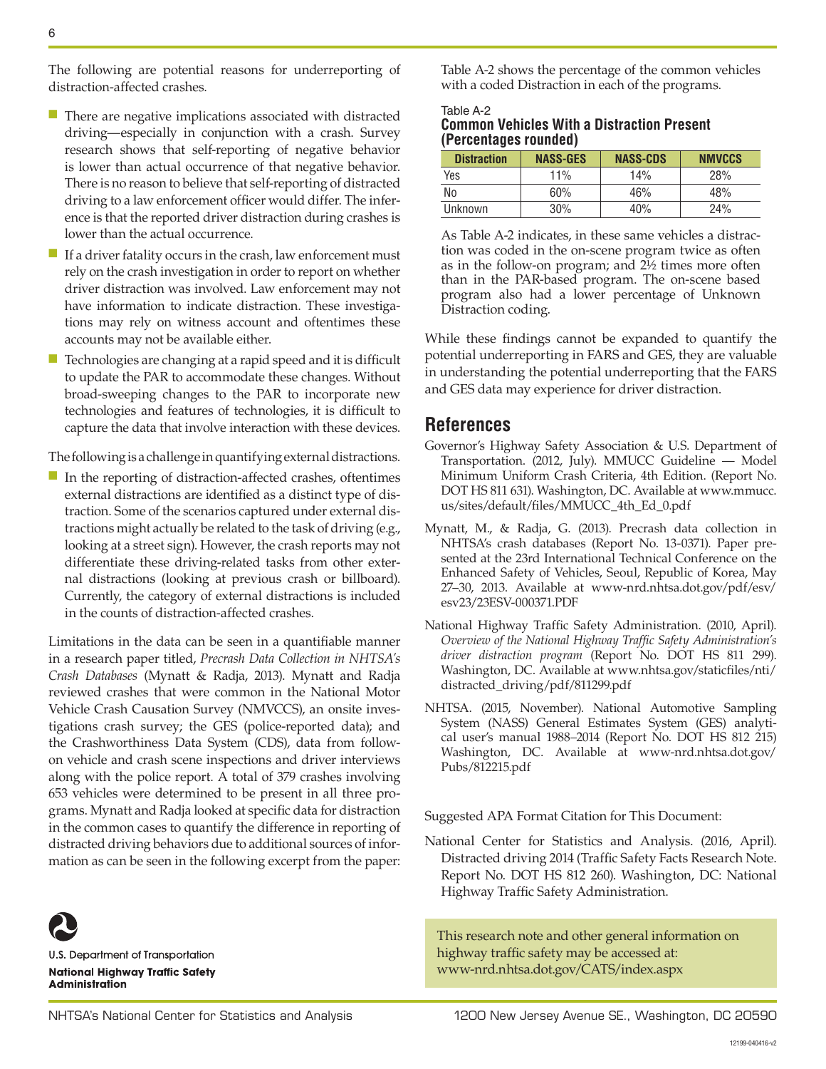The following are potential reasons for underreporting of distraction-affected crashes.

- There are negative implications associated with distracted driving—especially in conjunction with a crash. Survey research shows that self-reporting of negative behavior is lower than actual occurrence of that negative behavior. There is no reason to believe that self-reporting of distracted driving to a law enforcement officer would differ. The inference is that the reported driver distraction during crashes is lower than the actual occurrence.
- If a driver fatality occurs in the crash, law enforcement must rely on the crash investigation in order to report on whether driver distraction was involved. Law enforcement may not have information to indicate distraction. These investigations may rely on witness account and oftentimes these accounts may not be available either.
- Technologies are changing at a rapid speed and it is difficult to update the PAR to accommodate these changes. Without broad-sweeping changes to the PAR to incorporate new technologies and features of technologies, it is difficult to capture the data that involve interaction with these devices.

The following is a challenge in quantifying external distractions.

- In the reporting of distraction-affected crashes, oftentimes external distractions are identified as a distinct type of distraction. Some of the scenarios captured under external distractions might actually be related to the task of driving (e.g., looking at a street sign). However, the crash reports may not differentiate these driving-related tasks from other external distractions (looking at previous crash or billboard). Currently, the category of external distractions is included in the counts of distraction-affected crashes.

Limitations in the data can be seen in a quantifiable manner in a research paper titled, *Precrash Data Collection in NHTSA's Crash Databases* (Mynatt & Radja, 2013). Mynatt and Radja reviewed crashes that were common in the National Motor Vehicle Crash Causation Survey (NMVCCS), an onsite investigations crash survey; the GES (police-reported data); and the Crashworthiness Data System (CDS), data from follow-on vehicle and crash scene inspections and driver interviews along with the police report. A total of 379 crashes involving 653 vehicles were determined to be present in all three programs. Mynatt and Radja looked at specific data for distraction in the common cases to quantify the difference in reporting of distracted driving behaviors due to additional sources of information as can be seen in the following excerpt from the paper:

> Table A-2 shows the percentage of the common vehicles with a coded Distraction in each of the programs.
>
> Table A-2
> **Common Vehicles With a Distraction Present (Percentages rounded)**
>
> | Distraction | NASS-GES | NASS-CDS | NMVCCS |
> |---|---|---|---|
> | Yes | 11% | 14% | 28% |
> | No | 60% | 46% | 48% |
> | Unknown | 30% | 40% | 24% |
>
> As Table A-2 indicates, in these same vehicles a distraction was coded in the on-scene program twice as often as in the follow-on program; and 2½ times more often than in the PAR-based program. The on-scene based program also had a lower percentage of Unknown Distraction coding.

While these findings cannot be expanded to quantify the potential underreporting in FARS and GES, they are valuable in understanding the potential underreporting that the FARS and GES data may experience for driver distraction.

## References

Governor's Highway Safety Association & U.S. Department of Transportation. (2012, July). MMUCC Guideline — Model Minimum Uniform Crash Criteria, 4th Edition. (Report No. DOT HS 811 631). Washington, DC. Available at www.mmucc.us/sites/default/files/MMUCC_4th_Ed_0.pdf

Mynatt, M., & Radja, G. (2013). Precrash data collection in NHTSA's crash databases (Report No. 13-0371). Paper presented at the 23rd International Technical Conference on the Enhanced Safety of Vehicles, Seoul, Republic of Korea, May 27–30, 2013. Available at www-nrd.nhtsa.dot.gov/pdf/esv/esv23/23ESV-000371.PDF

National Highway Traffic Safety Administration. (2010, April). *Overview of the National Highway Traffic Safety Administration's driver distraction program* (Report No. DOT HS 811 299). Washington, DC. Available at www.nhtsa.gov/staticfiles/nti/distracted_driving/pdf/811299.pdf

NHTSA. (2015, November). National Automotive Sampling System (NASS) General Estimates System (GES) analytical user's manual 1988–2014 (Report No. DOT HS 812 215) Washington, DC. Available at www-nrd.nhtsa.dot.gov/Pubs/812215.pdf

Suggested APA Format Citation for This Document:

National Center for Statistics and Analysis. (2016, April). Distracted driving 2014 (Traffic Safety Facts Research Note. Report No. DOT HS 812 260). Washington, DC: National Highway Traffic Safety Administration.

This research note and other general information on highway traffic safety may be accessed at: www-nrd.nhtsa.dot.gov/CATS/index.aspx

U.S. Department of Transportation
**National Highway Traffic Safety Administration**